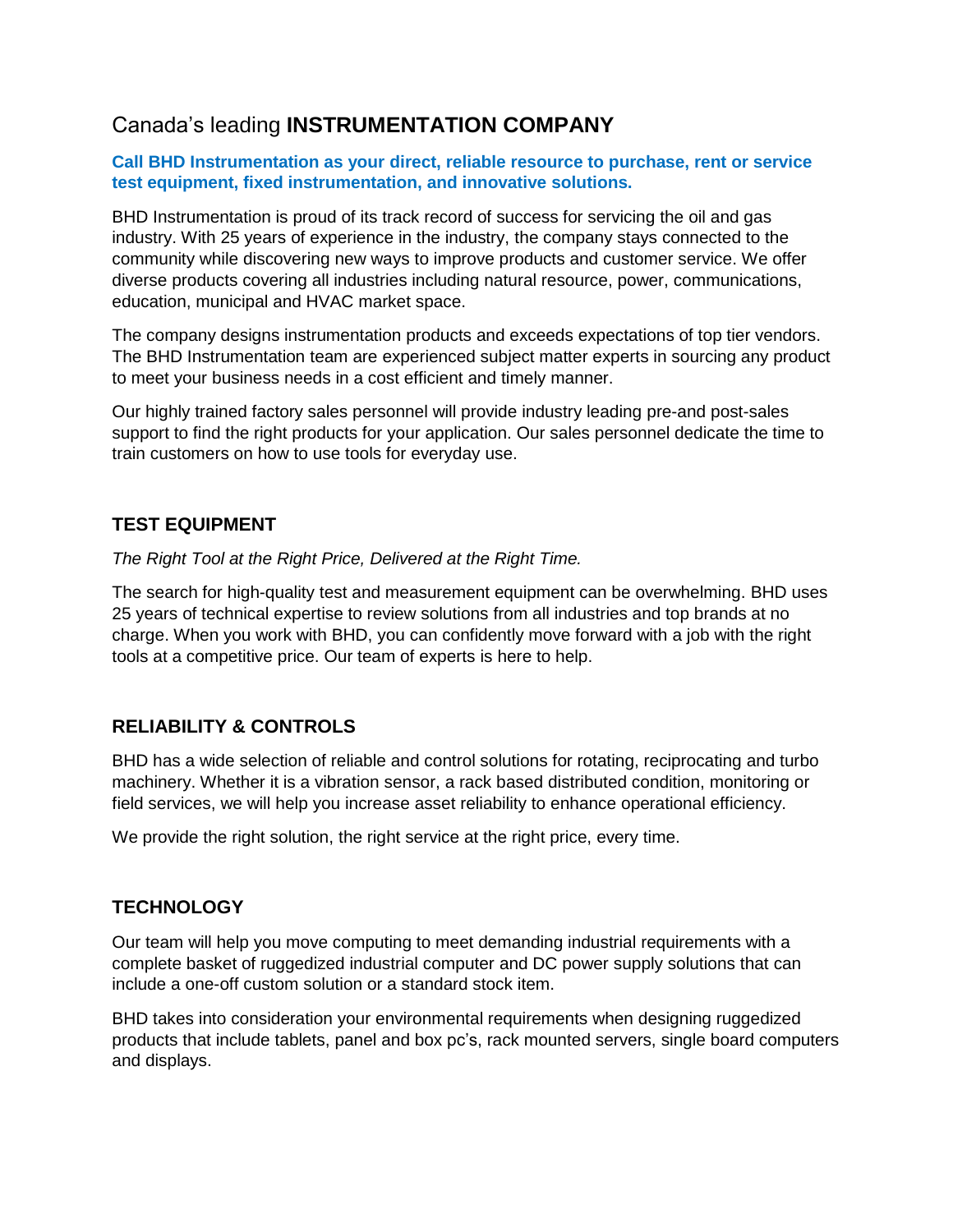# Canada's leading **INSTRUMENTATION COMPANY**

**Call BHD Instrumentation as your direct, reliable resource to purchase, rent or service test equipment, fixed instrumentation, and innovative solutions.**

BHD Instrumentation is proud of its track record of success for servicing the oil and gas industry. With 25 years of experience in the industry, the company stays connected to the community while discovering new ways to improve products and customer service. We offer diverse products covering all industries including natural resource, power, communications, education, municipal and HVAC market space.

The company designs instrumentation products and exceeds expectations of top tier vendors. The BHD Instrumentation team are experienced subject matter experts in sourcing any product to meet your business needs in a cost efficient and timely manner.

Our highly trained factory sales personnel will provide industry leading pre-and post-sales support to find the right products for your application. Our sales personnel dedicate the time to train customers on how to use tools for everyday use.

## TEST EQUIPMENT

*The Right Tool at the Right Price, Delivered at the Right Time.*

The search for high-quality test and measurement equipment can be overwhelming. BHD uses 25 years of technical expertise to review solutions from all industries and top brands at no charge. When you work with BHD, you can confidently move forward with a job with the right tools at a competitive price. Our team of experts is here to help.

## RELIABILITY & CONTROLS

BHD has a wide selection of reliable and control solutions for rotating, reciprocating and turbo machinery. Whether it is a vibration sensor, a rack based distributed condition, monitoring or field services, we will help you increase asset reliability to enhance operational efficiency.

We provide the right solution, the right service at the right price, every time.

## TECHNOLOGY

Our team will help you move computing to meet demanding industrial requirements with a complete basket of ruggedized industrial computer and DC power supply solutions that can include a one-off custom solution or a standard stock item.

BHD takes into consideration your environmental requirements when designing ruggedized products that include tablets, panel and box pc's, rack mounted servers, single board computers and displays.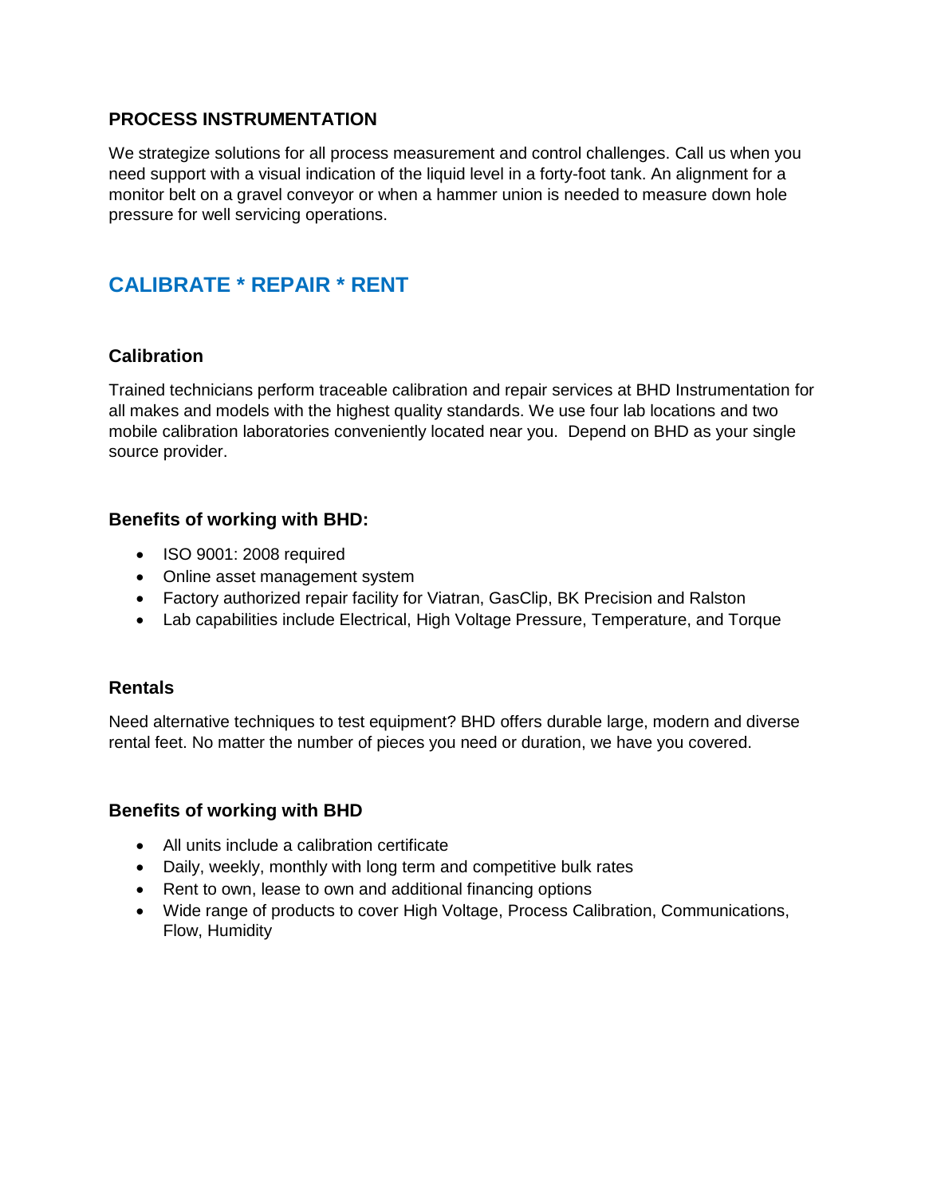## PROCESS INSTRUMENTATION

We strategize solutions for all process measurement and control challenges. Call us when you need support with a visual indication of the liquid level in a forty-foot tank. An alignment for a monitor belt on a gravel conveyor or when a hammer union is needed to measure down hole pressure for well servicing operations.

# CALIBRATE * REPAIR * RENT

### Calibration

Trained technicians perform traceable calibration and repair services at BHD Instrumentation for all makes and models with the highest quality standards. We use four lab locations and two mobile calibration laboratories conveniently located near you. Depend on BHD as your single source provider.

### Benefits of working with BHD:

- ISO 9001: 2008 required
- Online asset management system
- Factory authorized repair facility for Viatran, GasClip, BK Precision and Ralston
- Lab capabilities include Electrical, High Voltage Pressure, Temperature, and Torque

### Rentals

Need alternative techniques to test equipment? BHD offers durable large, modern and diverse rental feet. No matter the number of pieces you need or duration, we have you covered.

### Benefits of working with BHD

- All units include a calibration certificate
- Daily, weekly, monthly with long term and competitive bulk rates
- Rent to own, lease to own and additional financing options
- Wide range of products to cover High Voltage, Process Calibration, Communications, Flow, Humidity